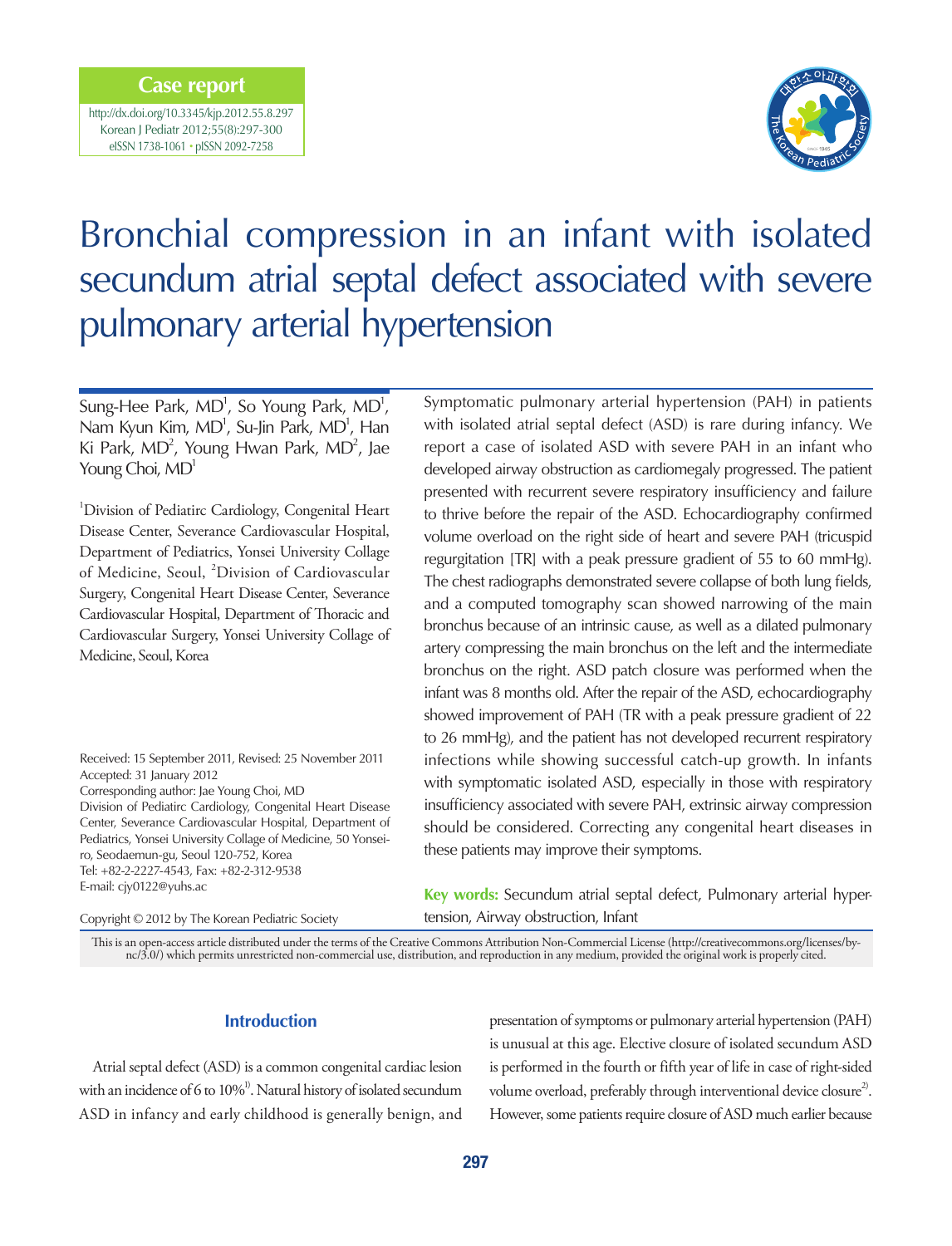Case report

http://dx.doi.org/10.3345/kjp.2012.55.8.297
Korean J Pediatr 2012;55(8):297-300
eISSN 1738-1061 • pISSN 2092-7258

# Bronchial compression in an infant with isolated secundum atrial septal defect associated with severe pulmonary arterial hypertension

Sung-Hee Park, MD[1], So Young Park, MD[1], Nam Kyun Kim, MD[1], Su-Jin Park, MD[1], Han Ki Park, MD[2], Young Hwan Park, MD[2], Jae Young Choi, MD[1]

[1]Division of Pediatirc Cardiology, Congenital Heart Disease Center, Severance Cardiovascular Hospital, Department of Pediatrics, Yonsei University Collage of Medicine, Seoul, [2]Division of Cardiovascular Surgery, Congenital Heart Disease Center, Severance Cardiovascular Hospital, Department of Thoracic and Cardiovascular Surgery, Yonsei University Collage of Medicine, Seoul, Korea

Received: 15 September 2011, Revised: 25 November 2011
Accepted: 31 January 2012
Corresponding author: Jae Young Choi, MD
Division of Pediatirc Cardiology, Congenital Heart Disease Center, Severance Cardiovascular Hospital, Department of Pediatrics, Yonsei University Collage of Medicine, 50 Yonsei-ro, Seodaemun-gu, Seoul 120-752, Korea
Tel: +82-2-2227-4543, Fax: +82-2-312-9538
E-mail: cjy0122@yuhs.ac

Copyright © 2012 by The Korean Pediatric Society

Symptomatic pulmonary arterial hypertension (PAH) in patients with isolated atrial septal defect (ASD) is rare during infancy. We report a case of isolated ASD with severe PAH in an infant who developed airway obstruction as cardiomegaly progressed. The patient presented with recurrent severe respiratory insufficiency and failure to thrive before the repair of the ASD. Echocardiography confirmed volume overload on the right side of heart and severe PAH (tricuspid regurgitation [TR] with a peak pressure gradient of 55 to 60 mmHg). The chest radiographs demonstrated severe collapse of both lung fields, and a computed tomography scan showed narrowing of the main bronchus because of an intrinsic cause, as well as a dilated pulmonary artery compressing the main bronchus on the left and the intermediate bronchus on the right. ASD patch closure was performed when the infant was 8 months old. After the repair of the ASD, echocardiography showed improvement of PAH (TR with a peak pressure gradient of 22 to 26 mmHg), and the patient has not developed recurrent respiratory infections while showing successful catch-up growth. In infants with symptomatic isolated ASD, especially in those with respiratory insufficiency associated with severe PAH, extrinsic airway compression should be considered. Correcting any congenital heart diseases in these patients may improve their symptoms.

**Key words:** Secundum atrial septal defect, Pulmonary arterial hypertension, Airway obstruction, Infant

This is an open-access article distributed under the terms of the Creative Commons Attribution Non-Commercial License (http://creativecommons.org/licenses/by-nc/3.0/) which permits unrestricted non-commercial use, distribution, and reproduction in any medium, provided the original work is properly cited.

## Introduction

Atrial septal defect (ASD) is a common congenital cardiac lesion with an incidence of 6 to 10%[1]. Natural history of isolated secundum ASD in infancy and early childhood is generally benign, and presentation of symptoms or pulmonary arterial hypertension (PAH) is unusual at this age. Elective closure of isolated secundum ASD is performed in the fourth or fifth year of life in case of right-sided volume overload, preferably through interventional device closure[2]. However, some patients require closure of ASD much earlier because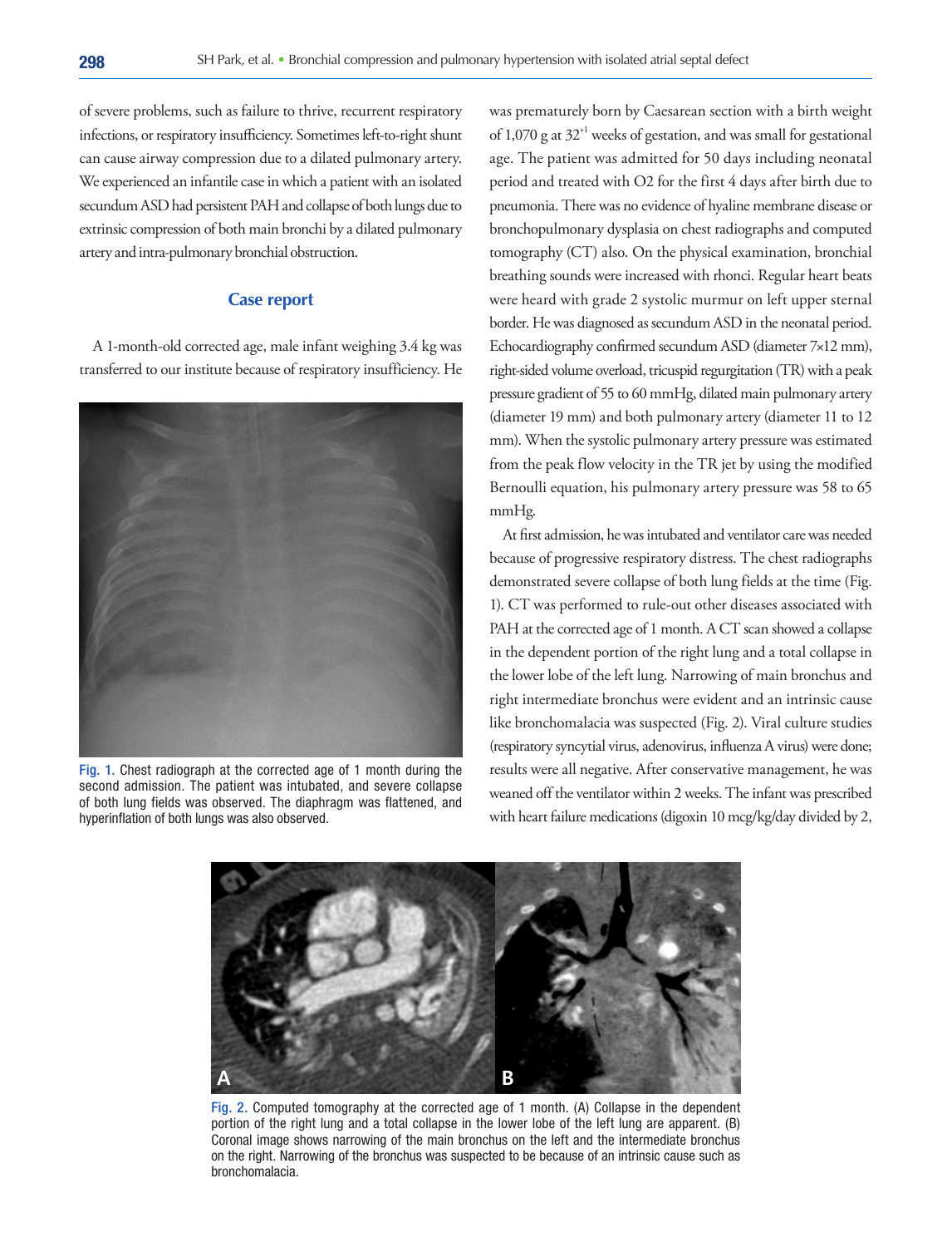of severe problems, such as failure to thrive, recurrent respiratory infections, or respiratory insufficiency. Sometimes left-to-right shunt can cause airway compression due to a dilated pulmonary artery. We experienced an infantile case in which a patient with an isolated secundum ASD had persistent PAH and collapse of both lungs due to extrinsic compression of both main bronchi by a dilated pulmonary artery and intra-pulmonary bronchial obstruction.

## Case report

A 1-month-old corrected age, male infant weighing 3.4 kg was transferred to our institute because of respiratory insufficiency. He was prematurely born by Caesarean section with a birth weight of 1,070 g at $32^{+1}$ weeks of gestation, and was small for gestational age. The patient was admitted for 50 days including neonatal period and treated with O2 for the first 4 days after birth due to pneumonia. There was no evidence of hyaline membrane disease or bronchopulmonary dysplasia on chest radiographs and computed tomography (CT) also. On the physical examination, bronchial breathing sounds were increased with rhonci. Regular heart beats were heard with grade 2 systolic murmur on left upper sternal border. He was diagnosed as secundum ASD in the neonatal period. Echocardiography confirmed secundum ASD (diameter 7×12 mm), right-sided volume overload, tricuspid regurgitation (TR) with a peak pressure gradient of 55 to 60 mmHg, dilated main pulmonary artery (diameter 19 mm) and both pulmonary artery (diameter 11 to 12 mm). When the systolic pulmonary artery pressure was estimated from the peak flow velocity in the TR jet by using the modified Bernoulli equation, his pulmonary artery pressure was 58 to 65 mmHg.

Fig. 1. Chest radiograph at the corrected age of 1 month during the second admission. The patient was intubated, and severe collapse of both lung fields was observed. The diaphragm was flattened, and hyperinflation of both lungs was also observed.

At first admission, he was intubated and ventilator care was needed because of progressive respiratory distress. The chest radiographs demonstrated severe collapse of both lung fields at the time (Fig. 1). CT was performed to rule-out other diseases associated with PAH at the corrected age of 1 month. A CT scan showed a collapse in the dependent portion of the right lung and a total collapse in the lower lobe of the left lung. Narrowing of main bronchus and right intermediate bronchus were evident and an intrinsic cause like bronchomalacia was suspected (Fig. 2). Viral culture studies (respiratory syncytial virus, adenovirus, influenza A virus) were done; results were all negative. After conservative management, he was weaned off the ventilator within 2 weeks. The infant was prescribed with heart failure medications (digoxin 10 mcg/kg/day divided by 2,

Fig. 2. Computed tomography at the corrected age of 1 month. (A) Collapse in the dependent portion of the right lung and a total collapse in the lower lobe of the left lung are apparent. (B) Coronal image shows narrowing of the main bronchus on the left and the intermediate bronchus on the right. Narrowing of the bronchus was suspected to be because of an intrinsic cause such as bronchomalacia.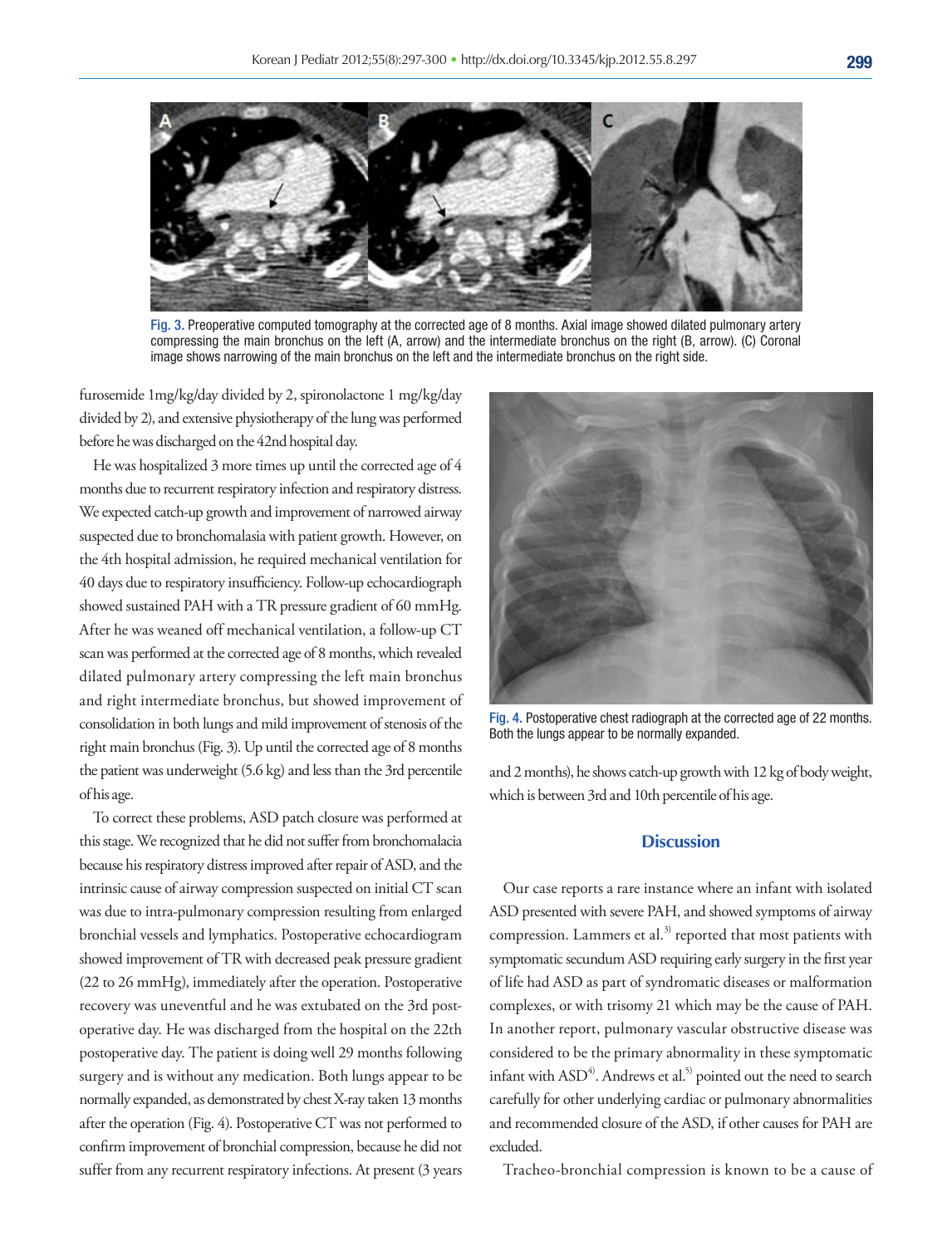Fig. 3. Preoperative computed tomography at the corrected age of 8 months. Axial image showed dilated pulmonary artery compressing the main bronchus on the left (A, arrow) and the intermediate bronchus on the right (B, arrow). (C) Coronal image shows narrowing of the main bronchus on the left and the intermediate bronchus on the right side.

furosemide 1mg/kg/day divided by 2, spironolactone 1 mg/kg/day divided by 2), and extensive physiotherapy of the lung was performed before he was discharged on the 42nd hospital day.

He was hospitalized 3 more times up until the corrected age of 4 months due to recurrent respiratory infection and respiratory distress. We expected catch-up growth and improvement of narrowed airway suspected due to bronchomalasia with patient growth. However, on the 4th hospital admission, he required mechanical ventilation for 40 days due to respiratory insufficiency. Follow-up echocardiograph showed sustained PAH with a TR pressure gradient of 60 mmHg. After he was weaned off mechanical ventilation, a follow-up CT scan was performed at the corrected age of 8 months, which revealed dilated pulmonary artery compressing the left main bronchus and right intermediate bronchus, but showed improvement of consolidation in both lungs and mild improvement of stenosis of the right main bronchus (Fig. 3). Up until the corrected age of 8 months the patient was underweight (5.6 kg) and less than the 3rd percentile of his age.

To correct these problems, ASD patch closure was performed at this stage. We recognized that he did not suffer from bronchomalacia because his respiratory distress improved after repair of ASD, and the intrinsic cause of airway compression suspected on initial CT scan was due to intra-pulmonary compression resulting from enlarged bronchial vessels and lymphatics. Postoperative echocardiogram showed improvement of TR with decreased peak pressure gradient (22 to 26 mmHg), immediately after the operation. Postoperative recovery was uneventful and he was extubated on the 3rd postoperative day. He was discharged from the hospital on the 22th postoperative day. The patient is doing well 29 months following surgery and is without any medication. Both lungs appear to be normally expanded, as demonstrated by chest X-ray taken 13 months after the operation (Fig. 4). Postoperative CT was not performed to confirm improvement of bronchial compression, because he did not suffer from any recurrent respiratory infections. At present (3 years and 2 months), he shows catch-up growth with 12 kg of body weight, which is between 3rd and 10th percentile of his age.

Fig. 4. Postoperative chest radiograph at the corrected age of 22 months. Both the lungs appear to be normally expanded.

## Discussion

Our case reports a rare instance where an infant with isolated ASD presented with severe PAH, and showed symptoms of airway compression. Lammers et al.[3] reported that most patients with symptomatic secundum ASD requiring early surgery in the first year of life had ASD as part of syndromatic diseases or malformation complexes, or with trisomy 21 which may be the cause of PAH. In another report, pulmonary vascular obstructive disease was considered to be the primary abnormality in these symptomatic infant with ASD[4]. Andrews et al.[5] pointed out the need to search carefully for other underlying cardiac or pulmonary abnormalities and recommended closure of the ASD, if other causes for PAH are excluded.

Tracheo-bronchial compression is known to be a cause of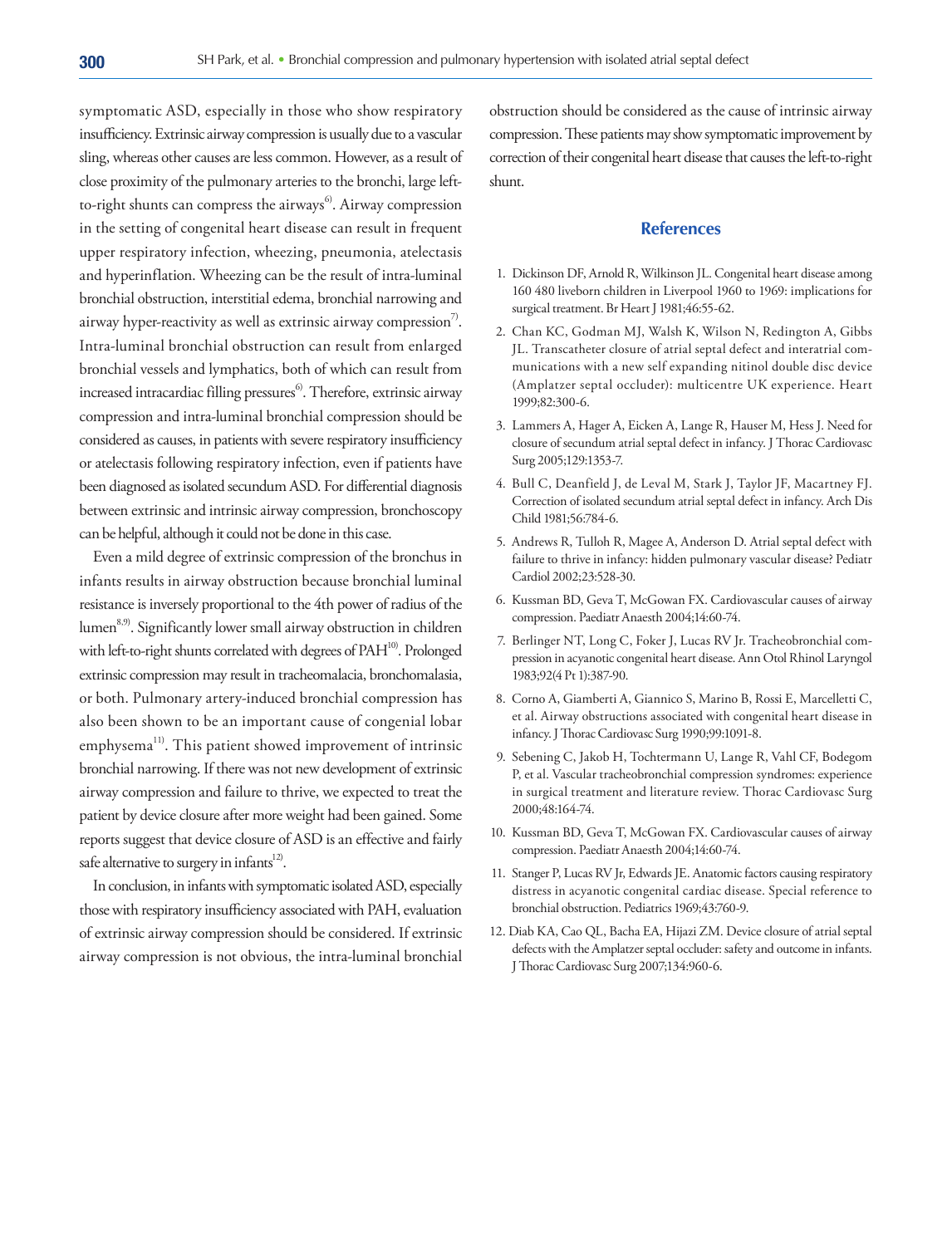symptomatic ASD, especially in those who show respiratory insufficiency. Extrinsic airway compression is usually due to a vascular sling, whereas other causes are less common. However, as a result of close proximity of the pulmonary arteries to the bronchi, large left-to-right shunts can compress the airways[6]. Airway compression in the setting of congenital heart disease can result in frequent upper respiratory infection, wheezing, pneumonia, atelectasis and hyperinflation. Wheezing can be the result of intra-luminal bronchial obstruction, interstitial edema, bronchial narrowing and airway hyper-reactivity as well as extrinsic airway compression[7]. Intra-luminal bronchial obstruction can result from enlarged bronchial vessels and lymphatics, both of which can result from increased intracardiac filling pressures[6]. Therefore, extrinsic airway compression and intra-luminal bronchial compression should be considered as causes, in patients with severe respiratory insufficiency or atelectasis following respiratory infection, even if patients have been diagnosed as isolated secundum ASD. For differential diagnosis between extrinsic and intrinsic airway compression, bronchoscopy can be helpful, although it could not be done in this case.

Even a mild degree of extrinsic compression of the bronchus in infants results in airway obstruction because bronchial luminal resistance is inversely proportional to the 4th power of radius of the lumen[8,9]. Significantly lower small airway obstruction in children with left-to-right shunts correlated with degrees of PAH[10]. Prolonged extrinsic compression may result in tracheomalacia, bronchomalasia, or both. Pulmonary artery-induced bronchial compression has also been shown to be an important cause of congenial lobar emphysema[11]. This patient showed improvement of intrinsic bronchial narrowing. If there was not new development of extrinsic airway compression and failure to thrive, we expected to treat the patient by device closure after more weight had been gained. Some reports suggest that device closure of ASD is an effective and fairly safe alternative to surgery in infants[12].

In conclusion, in infants with symptomatic isolated ASD, especially those with respiratory insufficiency associated with PAH, evaluation of extrinsic airway compression should be considered. If extrinsic airway compression is not obvious, the intra-luminal bronchial obstruction should be considered as the cause of intrinsic airway compression. These patients may show symptomatic improvement by correction of their congenital heart disease that causes the left-to-right shunt.

## References

1. Dickinson DF, Arnold R, Wilkinson JL. Congenital heart disease among 160 480 liveborn children in Liverpool 1960 to 1969: implications for surgical treatment. Br Heart J 1981;46:55-62.
2. Chan KC, Godman MJ, Walsh K, Wilson N, Redington A, Gibbs JL. Transcatheter closure of atrial septal defect and interatrial communications with a new self expanding nitinol double disc device (Amplatzer septal occluder): multicentre UK experience. Heart 1999;82:300-6.
3. Lammers A, Hager A, Eicken A, Lange R, Hauser M, Hess J. Need for closure of secundum atrial septal defect in infancy. J Thorac Cardiovasc Surg 2005;129:1353-7.
4. Bull C, Deanfield J, de Leval M, Stark J, Taylor JF, Macartney FJ. Correction of isolated secundum atrial septal defect in infancy. Arch Dis Child 1981;56:784-6.
5. Andrews R, Tulloh R, Magee A, Anderson D. Atrial septal defect with failure to thrive in infancy: hidden pulmonary vascular disease? Pediatr Cardiol 2002;23:528-30.
6. Kussman BD, Geva T, McGowan FX. Cardiovascular causes of airway compression. Paediatr Anaesth 2004;14:60-74.
7. Berlinger NT, Long C, Foker J, Lucas RV Jr. Tracheobronchial compression in acyanotic congenital heart disease. Ann Otol Rhinol Laryngol 1983;92(4 Pt 1):387-90.
8. Corno A, Giamberti A, Giannico S, Marino B, Rossi E, Marcelletti C, et al. Airway obstructions associated with congenital heart disease in infancy. J Thorac Cardiovasc Surg 1990;99:1091-8.
9. Sebening C, Jakob H, Tochtermann U, Lange R, Vahl CF, Bodegom P, et al. Vascular tracheobronchial compression syndromes: experience in surgical treatment and literature review. Thorac Cardiovasc Surg 2000;48:164-74.
10. Kussman BD, Geva T, McGowan FX. Cardiovascular causes of airway compression. Paediatr Anaesth 2004;14:60-74.
11. Stanger P, Lucas RV Jr, Edwards JE. Anatomic factors causing respiratory distress in acyanotic congenital cardiac disease. Special reference to bronchial obstruction. Pediatrics 1969;43:760-9.
12. Diab KA, Cao QL, Bacha EA, Hijazi ZM. Device closure of atrial septal defects with the Amplatzer septal occluder: safety and outcome in infants. J Thorac Cardiovasc Surg 2007;134:960-6.